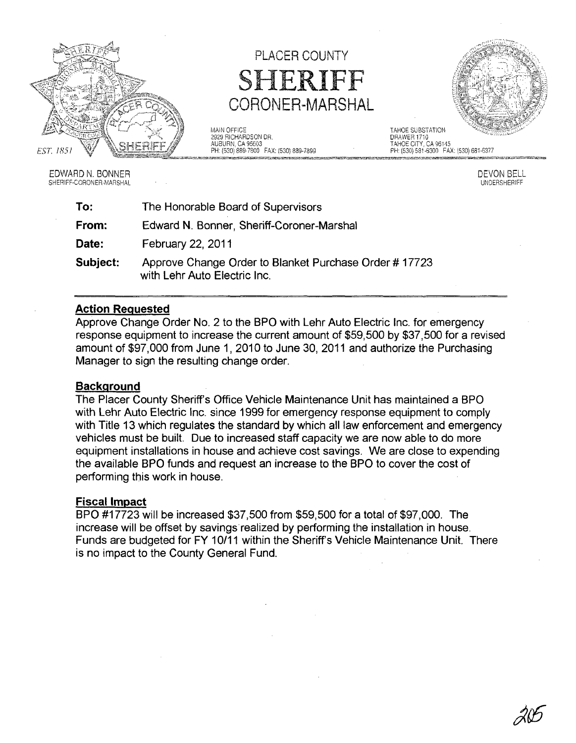# PLACER COUNTY

# SHERIFF

## CORONER-MARSHAL

EST. 1851

MAIN OFFICE
2929 RICHARDSON DR.
AUBURN, CA 95603
PH: (530) 889-7800 FAX: (530) 889-7899

TAHOE SUBSTATION
DRAWER 1710
TAHOE CITY, CA 96145
PH: (530) 581-6300 FAX: (530) 581-6377

EDWARD N. BONNER
SHERIFF-CORONER-MARSHAL

DEVON BELL
UNDERSHERIFF

| | |
|---|---|
| **To:** | The Honorable Board of Supervisors |
| **From:** | Edward N. Bonner, Sheriff-Coroner-Marshal |
| **Date:** | February 22, 2011 |
| **Subject:** | Approve Change Order to Blanket Purchase Order # 17723 with Lehr Auto Electric Inc. |

**Action Requested**

Approve Change Order No. 2 to the BPO with Lehr Auto Electric Inc. for emergency response equipment to increase the current amount of $59,500 by $37,500 for a revised amount of $97,000 from June 1, 2010 to June 30, 2011 and authorize the Purchasing Manager to sign the resulting change order.

**Background**

The Placer County Sheriff's Office Vehicle Maintenance Unit has maintained a BPO with Lehr Auto Electric Inc. since 1999 for emergency response equipment to comply with Title 13 which regulates the standard by which all law enforcement and emergency vehicles must be built. Due to increased staff capacity we are now able to do more equipment installations in house and achieve cost savings. We are close to expending the available BPO funds and request an increase to the BPO to cover the cost of performing this work in house.

**Fiscal Impact**

BPO #17723 will be increased $37,500 from $59,500 for a total of $97,000. The increase will be offset by savings realized by performing the installation in house. Funds are budgeted for FY 10/11 within the Sheriff's Vehicle Maintenance Unit. There is no impact to the County General Fund.